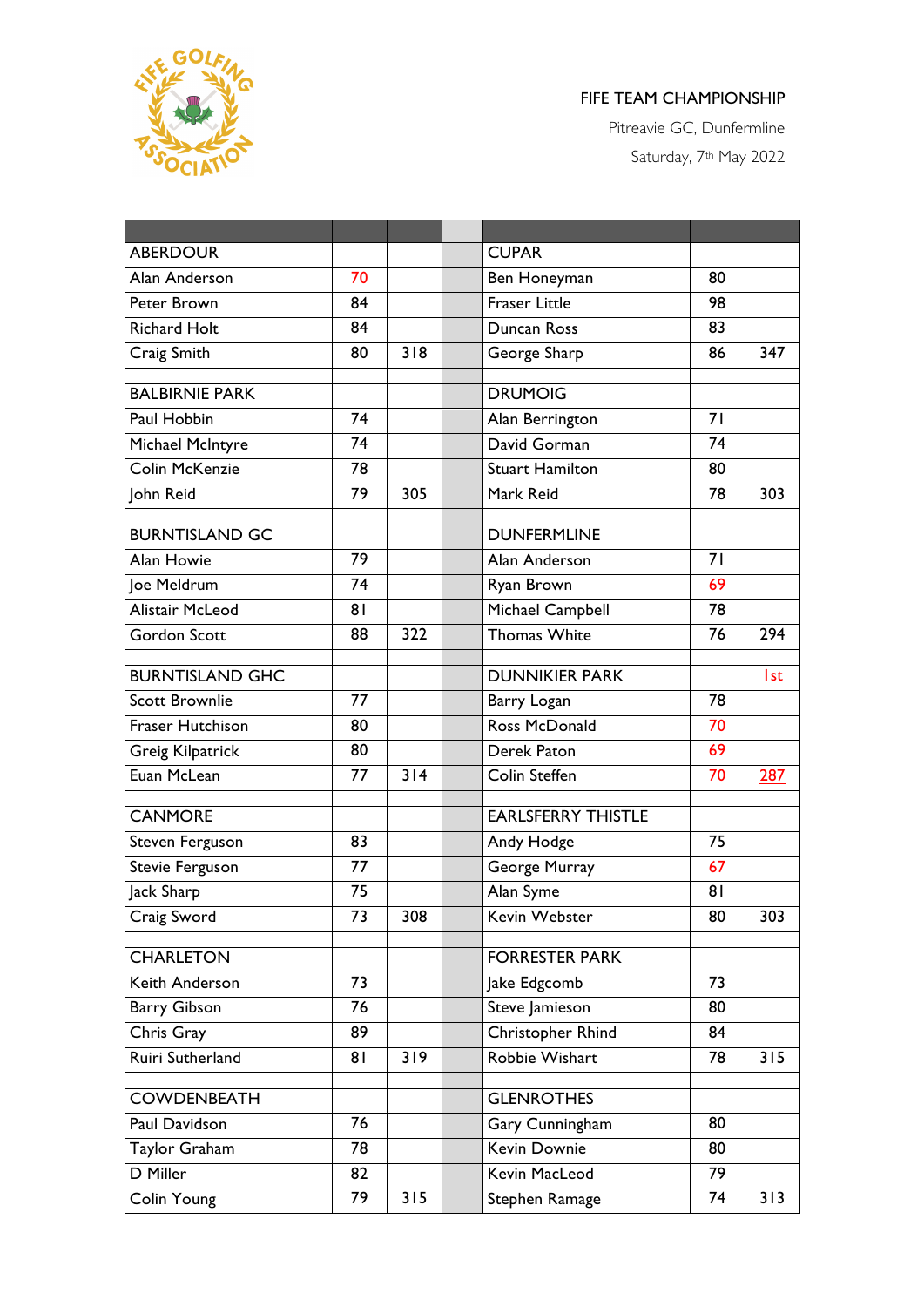FIFE TEAM CHAMPIONSHIP

Pitreavie GC, Dunfermline

Saturday, 7th May 2022

| | | | | | | |
|---|---|---|---|---|---|---|
| ABERDOUR | | | | CUPAR | | |
| Alan Anderson | 70 | | | Ben Honeyman | 80 | |
| Peter Brown | 84 | | | Fraser Little | 98 | |
| Richard Holt | 84 | | | Duncan Ross | 83 | |
| Craig Smith | 80 | 318 | | George Sharp | 86 | 347 |
| | | | | | | |
| BALBIRNIE PARK | | | | DRUMOIG | | |
| Paul Hobbin | 74 | | | Alan Berrington | 71 | |
| Michael McIntyre | 74 | | | David Gorman | 74 | |
| Colin McKenzie | 78 | | | Stuart Hamilton | 80 | |
| John Reid | 79 | 305 | | Mark Reid | 78 | 303 |
| | | | | | | |
| BURNTISLAND GC | | | | DUNFERMLINE | | |
| Alan Howie | 79 | | | Alan Anderson | 71 | |
| Joe Meldrum | 74 | | | Ryan Brown | 69 | |
| Alistair McLeod | 81 | | | Michael Campbell | 78 | |
| Gordon Scott | 88 | 322 | | Thomas White | 76 | 294 |
| | | | | | | |
| BURNTISLAND GHC | | | | DUNNIKIER PARK | | 1st |
| Scott Brownlie | 77 | | | Barry Logan | 78 | |
| Fraser Hutchison | 80 | | | Ross McDonald | 70 | |
| Greig Kilpatrick | 80 | | | Derek Paton | 69 | |
| Euan McLean | 77 | 314 | | Colin Steffen | 70 | 287 |
| | | | | | | |
| CANMORE | | | | EARLSFERRY THISTLE | | |
| Steven Ferguson | 83 | | | Andy Hodge | 75 | |
| Stevie Ferguson | 77 | | | George Murray | 67 | |
| Jack Sharp | 75 | | | Alan Syme | 81 | |
| Craig Sword | 73 | 308 | | Kevin Webster | 80 | 303 |
| | | | | | | |
| CHARLETON | | | | FORRESTER PARK | | |
| Keith Anderson | 73 | | | Jake Edgcomb | 73 | |
| Barry Gibson | 76 | | | Steve Jamieson | 80 | |
| Chris Gray | 89 | | | Christopher Rhind | 84 | |
| Ruiri Sutherland | 81 | 319 | | Robbie Wishart | 78 | 315 |
| | | | | | | |
| COWDENBEATH | | | | GLENROTHES | | |
| Paul Davidson | 76 | | | Gary Cunningham | 80 | |
| Taylor Graham | 78 | | | Kevin Downie | 80 | |
| D Miller | 82 | | | Kevin MacLeod | 79 | |
| Colin Young | 79 | 315 | | Stephen Ramage | 74 | 313 |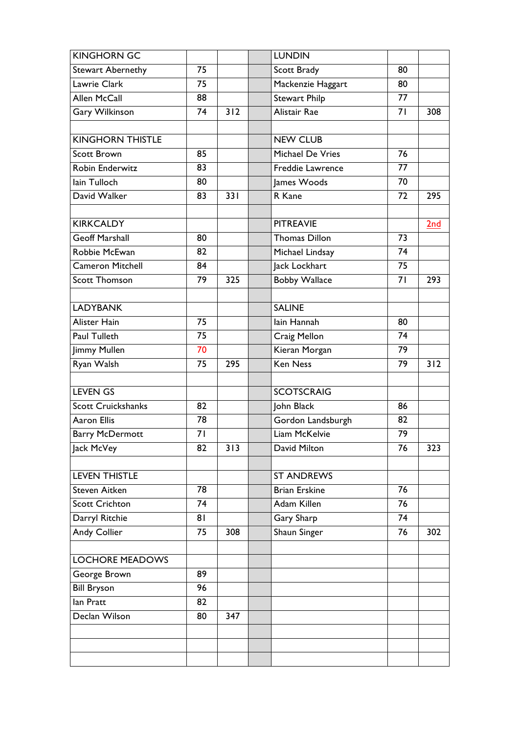| | | | | | | |
|---|---|---|---|---|---|---|
| KINGHORN GC | | | | LUNDIN | | |
| Stewart Abernethy | 75 | | | Scott Brady | 80 | |
| Lawrie Clark | 75 | | | Mackenzie Haggart | 80 | |
| Allen McCall | 88 | | | Stewart Philp | 77 | |
| Gary Wilkinson | 74 | 312 | | Alistair Rae | 71 | 308 |
| | | | | | | |
| KINGHORN THISTLE | | | | NEW CLUB | | |
| Scott Brown | 85 | | | Michael De Vries | 76 | |
| Robin Enderwitz | 83 | | | Freddie Lawrence | 77 | |
| Iain Tulloch | 80 | | | James Woods | 70 | |
| David Walker | 83 | 331 | | R Kane | 72 | 295 |
| | | | | | | |
| KIRKCALDY | | | | PITREAVIE | | 2nd |
| Geoff Marshall | 80 | | | Thomas Dillon | 73 | |
| Robbie McEwan | 82 | | | Michael Lindsay | 74 | |
| Cameron Mitchell | 84 | | | Jack Lockhart | 75 | |
| Scott Thomson | 79 | 325 | | Bobby Wallace | 71 | 293 |
| | | | | | | |
| LADYBANK | | | | SALINE | | |
| Alister Hain | 75 | | | Iain Hannah | 80 | |
| Paul Tulleth | 75 | | | Craig Mellon | 74 | |
| Jimmy Mullen | 70 | | | Kieran Morgan | 79 | |
| Ryan Walsh | 75 | 295 | | Ken Ness | 79 | 312 |
| | | | | | | |
| LEVEN GS | | | | SCOTSCRAIG | | |
| Scott Cruickshanks | 82 | | | John Black | 86 | |
| Aaron Ellis | 78 | | | Gordon Landsburgh | 82 | |
| Barry McDermott | 71 | | | Liam McKelvie | 79 | |
| Jack McVey | 82 | 313 | | David Milton | 76 | 323 |
| | | | | | | |
| LEVEN THISTLE | | | | ST ANDREWS | | |
| Steven Aitken | 78 | | | Brian Erskine | 76 | |
| Scott Crichton | 74 | | | Adam Killen | 76 | |
| Darryl Ritchie | 81 | | | Gary Sharp | 74 | |
| Andy Collier | 75 | 308 | | Shaun Singer | 76 | 302 |
| | | | | | | |
| LOCHORE MEADOWS | | | | | | |
| George Brown | 89 | | | | | |
| Bill Bryson | 96 | | | | | |
| Ian Pratt | 82 | | | | | |
| Declan Wilson | 80 | 347 | | | | |
| | | | | | | |
| | | | | | | |
| | | | | | | |